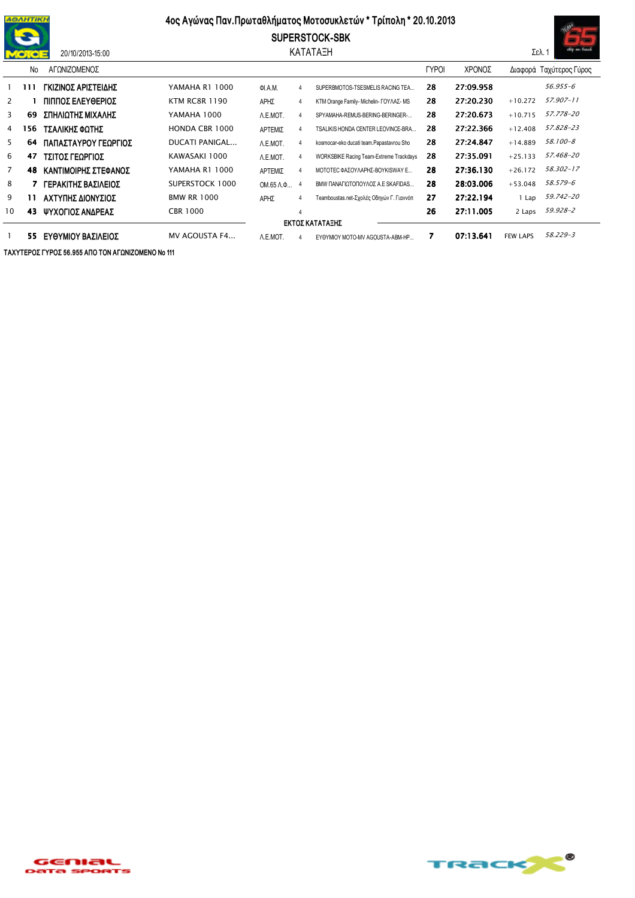# 4ος Αγώνας Παν.Πρωταθλήματος Μοτοσυκλετών * Τρίπολη * 20.10.2013

## SUPERSTOCK-SBK

### ΚΑΤΑΤΑΞΗ

20/10/2013-15:00

Σελ. 1

| | Νο | ΑΓΩΝΙΖΟΜΕΝΟΣ | | | | | ΓΥΡΟΙ | ΧΡΟΝΟΣ | Διαφορά | Ταχύτερος Γύρος |
|---|---|---|---|---|---|---|---|---|---|---|
| 1 | 111 | ΓΚΙΖΙΝΟΣ ΑΡΙΣΤΕΙΔΗΣ | YAMAHA R1 1000 | ΦΙ.Α.Μ. | 4 | SUPERBMOTOS-TSESMELIS RACING TEA... | 28 | 27:09.958 | | 56.955-6 |
| 2 | 1 | ΠΙΠΠΟΣ ΕΛΕΥΘΕΡΙΟΣ | KTM RC8R 1190 | ΑΡΗΣ | 4 | KTM Orange Family- Michelin- ΓΟΥΛΑΣ- MS | 28 | 27:20.230 | +10.272 | 57.907-11 |
| 3 | 69 | ΣΠΗΛΙΩΤΗΣ ΜΙΧΑΛΗΣ | YAMAHA 1000 | Λ.Ε.ΜΟΤ. | 4 | SPYAMAHA-REMUS-BERING-BERINGER-... | 28 | 27:20.673 | +10.715 | 57.778-20 |
| 4 | 156 | ΤΣΑΛΙΚΗΣ ΦΩΤΗΣ | HONDA CBR 1000 | ΑΡΤΕΜΙΣ | 4 | TSALIKIS HONDA CENTER LEOVINCE-BRA... | 28 | 27:22.366 | +12.408 | 57.828-23 |
| 5 | 64 | ΠΑΠΑΣΤΑΥΡΟΥ ΓΕΩΡΓΙΟΣ | DUCATI PANIGAL... | Λ.Ε.ΜΟΤ. | 4 | kosmocar-eko ducati team.Papastavrou Sho | 28 | 27:24.847 | +14.889 | 58.100-8 |
| 6 | 47 | ΤΣΙΤΟΣ ΓΕΩΡΓΙΟΣ | KAWASAKI 1000 | Λ.Ε.ΜΟΤ. | 4 | WORKSBIKE Racing Team-Extreme Trackdays | 28 | 27:35.091 | +25.133 | 57.468-20 |
| 7 | 48 | ΚΑΝΤΙΜΟΙΡΗΣ ΣΤΕΦΑΝΟΣ | YAMAHA R1 1000 | ΑΡΤΕΜΙΣ | 4 | ΜΟΤΟΤΕC ΦΑΣΟΥΛΑΡΗΣ-ΒΟΥΚΙSWAY E... | 28 | 27:36.130 | +26.172 | 58.302-17 |
| 8 | 7 | ΓΕΡΑΚΙΤΗΣ ΒΑΣΙΛΕΙΟΣ | SUPERSTOCK 1000 | ΟΜ.65 Λ.Φ... | 4 | BMW ΠΑΝΑΓΙΩΤΟΠΟΥΛΟΣ Α.Ε SKAFIDAS... | 28 | 28:03.006 | +53.048 | 58.579-6 |
| 9 | 11 | ΑΧΤΥΠΗΣ ΔΙΟΝΥΣΙΟΣ | BMW RR 1000 | ΑΡΗΣ | 4 | Teamboustas.net-Σχολές Οδηγών Γ. Γιαννόπ | 27 | 27:22.194 | 1 Lap | 59.742-20 |
| 10 | 43 | ΨΥΧΟΓΙΟΣ ΑΝΔΡΕΑΣ | CBR 1000 | | 4 | | 26 | 27:11.005 | 2 Laps | 59.928-2 |

**ΕΚΤΟΣ ΚΑΤΑΤΑΞΗΣ**

| | Νο | ΑΓΩΝΙΖΟΜΕΝΟΣ | | | | | ΓΥΡΟΙ | ΧΡΟΝΟΣ | Διαφορά | Ταχύτερος Γύρος |
|---|---|---|---|---|---|---|---|---|---|---|
| 1 | 55 | ΕΥΘΥΜΙΟΥ ΒΑΣΙΛΕΙΟΣ | MV AGOUSTA F4... | Λ.Ε.ΜΟΤ. | 4 | ΕΥΘΥΜΙΟΥ MOTO-MV AGOUSTA-ABM-HP... | 7 | 07:13.641 | FEW LAPS | 58.229-3 |

ΤΑΧΥΤΕΡΟΣ ΓΥΡΟΣ 56.955 ΑΠΟ ΤΟΝ ΑΓΩΝΙΖΟΜΕΝΟ Νο 111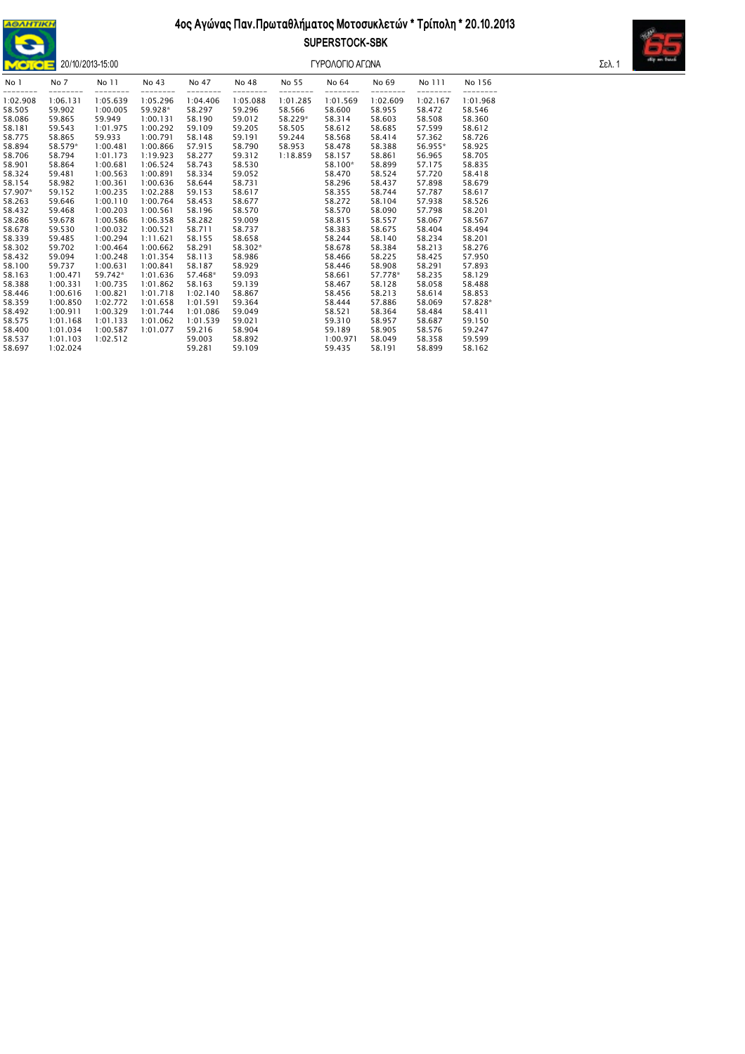# 4ος Αγώνας Παν.Πρωταθλήματος Μοτοσυκλετών * Τρίπολη * 20.10.2013

## SUPERSTOCK-SBK

20/10/2013-15:00

ΓΥΡΟΛΟΓΙΟ ΑΓΩΝΑ

| No 1 | No 7 | No 11 | No 43 | No 47 | No 48 | No 55 | No 64 | No 69 | No 111 | No 156 |
|---|---|---|---|---|---|---|---|---|---|---|
| 1:02.908 | 1:06.131 | 1:05.639 | 1:05.296 | 1:04.406 | 1:05.088 | 1:01.285 | 1:01.569 | 1:02.609 | 1:02.167 | 1:01.968 |
| 58.505 | 59.902 | 1:00.005 | 59.928* | 58.297 | 59.296 | 58.566 | 58.600 | 58.955 | 58.472 | 58.546 |
| 58.086 | 59.865 | 59.949 | 1:00.131 | 58.190 | 59.012 | 58.229* | 58.314 | 58.603 | 58.508 | 58.360 |
| 58.181 | 59.543 | 1:01.975 | 1:00.292 | 59.109 | 59.205 | 58.505 | 58.612 | 58.685 | 57.599 | 58.612 |
| 58.775 | 58.865 | 59.933 | 1:00.791 | 58.148 | 59.191 | 59.244 | 58.568 | 58.414 | 57.362 | 58.726 |
| 58.894 | 58.579* | 1:00.481 | 1:00.866 | 57.915 | 58.790 | 58.953 | 58.478 | 58.388 | 56.955* | 58.925 |
| 58.706 | 58.794 | 1:01.173 | 1:19.923 | 58.277 | 59.312 | 1:18.859 | 58.157 | 58.861 | 56.965 | 58.705 |
| 58.901 | 58.864 | 1:00.681 | 1:06.524 | 58.743 | 58.530 | | 58.100* | 58.899 | 57.175 | 58.835 |
| 58.324 | 59.481 | 1:00.563 | 1:00.891 | 58.334 | 59.052 | | 58.470 | 58.524 | 57.720 | 58.418 |
| 58.154 | 58.982 | 1:00.361 | 1:00.636 | 58.644 | 58.731 | | 58.296 | 58.437 | 57.898 | 58.679 |
| 57.907* | 59.152 | 1:00.235 | 1:02.288 | 59.153 | 58.617 | | 58.355 | 58.744 | 57.787 | 58.617 |
| 58.263 | 59.646 | 1:00.110 | 1:00.764 | 58.453 | 58.677 | | 58.272 | 58.104 | 57.938 | 58.526 |
| 58.432 | 59.468 | 1:00.203 | 1:00.561 | 58.196 | 58.570 | | 58.570 | 58.090 | 57.798 | 58.201 |
| 58.286 | 59.678 | 1:00.586 | 1:06.358 | 58.282 | 59.009 | | 58.815 | 58.557 | 58.067 | 58.567 |
| 58.678 | 59.530 | 1:00.032 | 1:00.521 | 58.711 | 58.737 | | 58.383 | 58.675 | 58.404 | 58.494 |
| 58.339 | 59.485 | 1:00.294 | 1:11.621 | 58.155 | 58.658 | | 58.244 | 58.140 | 58.234 | 58.201 |
| 58.302 | 59.702 | 1:00.464 | 1:00.662 | 58.291 | 58.302* | | 58.678 | 58.384 | 58.213 | 58.276 |
| 58.432 | 59.094 | 1:00.248 | 1:01.354 | 58.113 | 58.986 | | 58.466 | 58.225 | 58.425 | 57.950 |
| 58.100 | 59.737 | 1:00.631 | 1:00.841 | 58.187 | 58.929 | | 58.446 | 58.908 | 58.291 | 57.893 |
| 58.163 | 1:00.471 | 59.742* | 1:01.636 | 57.468* | 59.093 | | 58.661 | 57.778* | 58.235 | 58.129 |
| 58.388 | 1:00.331 | 1:00.735 | 1:01.862 | 58.163 | 59.139 | | 58.467 | 58.128 | 58.058 | 58.488 |
| 58.446 | 1:00.616 | 1:00.821 | 1:01.718 | 1:02.140 | 58.867 | | 58.456 | 58.213 | 58.614 | 58.853 |
| 58.359 | 1:00.850 | 1:02.772 | 1:01.658 | 1:01.591 | 59.364 | | 58.444 | 57.886 | 58.069 | 57.828* |
| 58.492 | 1:00.911 | 1:00.329 | 1:01.744 | 1:01.086 | 59.049 | | 58.521 | 58.364 | 58.484 | 58.411 |
| 58.575 | 1:01.168 | 1:01.133 | 1:01.062 | 1:01.539 | 59.021 | | 59.310 | 58.957 | 58.687 | 59.150 |
| 58.400 | 1:01.034 | 1:00.587 | 1:01.077 | 59.216 | 58.904 | | 59.189 | 58.905 | 58.576 | 59.247 |
| 58.537 | 1:01.103 | 1:02.512 | | 59.003 | 58.892 | | 1:00.971 | 58.049 | 58.358 | 59.599 |
| 58.697 | 1:02.024 | | | 59.281 | 59.109 | | 59.435 | 58.191 | 58.899 | 58.162 |